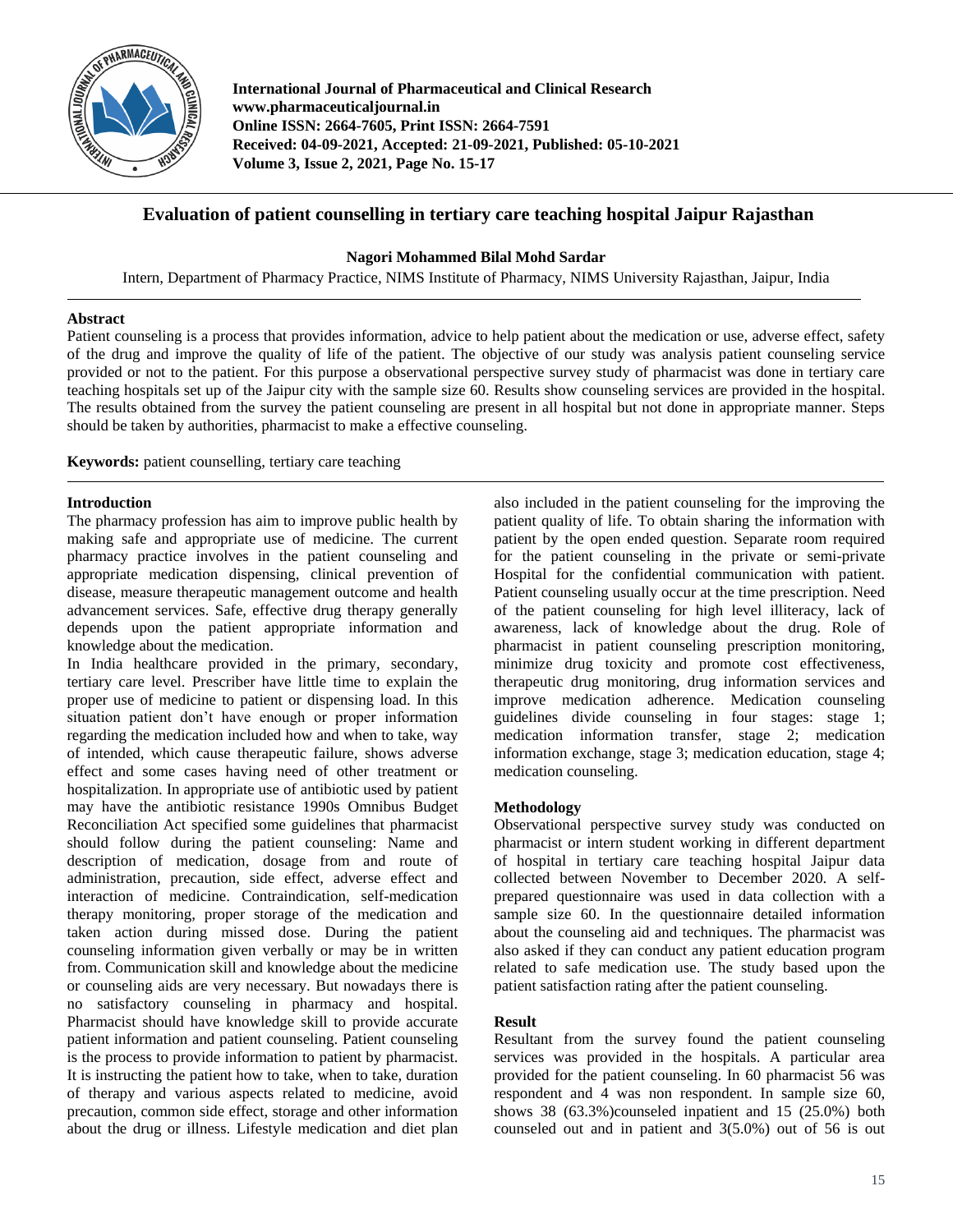# Evaluation of patient counselling in tertiary care teaching hospital Jaipur Rajasthan

**Nagori Mohammed Bilal Mohd Sardar**

Intern, Department of Pharmacy Practice, NIMS Institute of Pharmacy, NIMS University Rajasthan, Jaipur, India

## Abstract

Patient counseling is a process that provides information, advice to help patient about the medication or use, adverse effect, safety of the drug and improve the quality of life of the patient. The objective of our study was analysis patient counseling service provided or not to the patient. For this purpose a observational perspective survey study of pharmacist was done in tertiary care teaching hospitals set up of the Jaipur city with the sample size 60. Results show counseling services are provided in the hospital. The results obtained from the survey the patient counseling are present in all hospital but not done in appropriate manner. Steps should be taken by authorities, pharmacist to make a effective counseling.

**Keywords:** patient counselling, tertiary care teaching

## Introduction

The pharmacy profession has aim to improve public health by making safe and appropriate use of medicine. The current pharmacy practice involves in the patient counseling and appropriate medication dispensing, clinical prevention of disease, measure therapeutic management outcome and health advancement services. Safe, effective drug therapy generally depends upon the patient appropriate information and knowledge about the medication.

In India healthcare provided in the primary, secondary, tertiary care level. Prescriber have little time to explain the proper use of medicine to patient or dispensing load. In this situation patient don't have enough or proper information regarding the medication included how and when to take, way of intended, which cause therapeutic failure, shows adverse effect and some cases having need of other treatment or hospitalization. In appropriate use of antibiotic used by patient may have the antibiotic resistance 1990s Omnibus Budget Reconciliation Act specified some guidelines that pharmacist should follow during the patient counseling: Name and description of medication, dosage from and route of administration, precaution, side effect, adverse effect and interaction of medicine. Contraindication, self-medication therapy monitoring, proper storage of the medication and taken action during missed dose. During the patient counseling information given verbally or may be in written from. Communication skill and knowledge about the medicine or counseling aids are very necessary. But nowadays there is no satisfactory counseling in pharmacy and hospital. Pharmacist should have knowledge skill to provide accurate patient information and patient counseling. Patient counseling is the process to provide information to patient by pharmacist. It is instructing the patient how to take, when to take, duration of therapy and various aspects related to medicine, avoid precaution, common side effect, storage and other information about the drug or illness. Lifestyle medication and diet plan also included in the patient counseling for the improving the patient quality of life. To obtain sharing the information with patient by the open ended question. Separate room required for the patient counseling in the private or semi-private Hospital for the confidential communication with patient. Patient counseling usually occur at the time prescription. Need of the patient counseling for high level illiteracy, lack of awareness, lack of knowledge about the drug. Role of pharmacist in patient counseling prescription monitoring, minimize drug toxicity and promote cost effectiveness, therapeutic drug monitoring, drug information services and improve medication adherence. Medication counseling guidelines divide counseling in four stages: stage 1; medication information transfer, stage 2; medication information exchange, stage 3; medication education, stage 4; medication counseling.

## Methodology

Observational perspective survey study was conducted on pharmacist or intern student working in different department of hospital in tertiary care teaching hospital Jaipur data collected between November to December 2020. A self-prepared questionnaire was used in data collection with a sample size 60. In the questionnaire detailed information about the counseling aid and techniques. The pharmacist was also asked if they can conduct any patient education program related to safe medication use. The study based upon the patient satisfaction rating after the patient counseling.

## Result

Resultant from the survey found the patient counseling services was provided in the hospitals. A particular area provided for the patient counseling. In 60 pharmacist 56 was respondent and 4 was non respondent. In sample size 60, shows 38 (63.3%)counseled inpatient and 15 (25.0%) both counseled out and in patient and 3(5.0%) out of 56 is out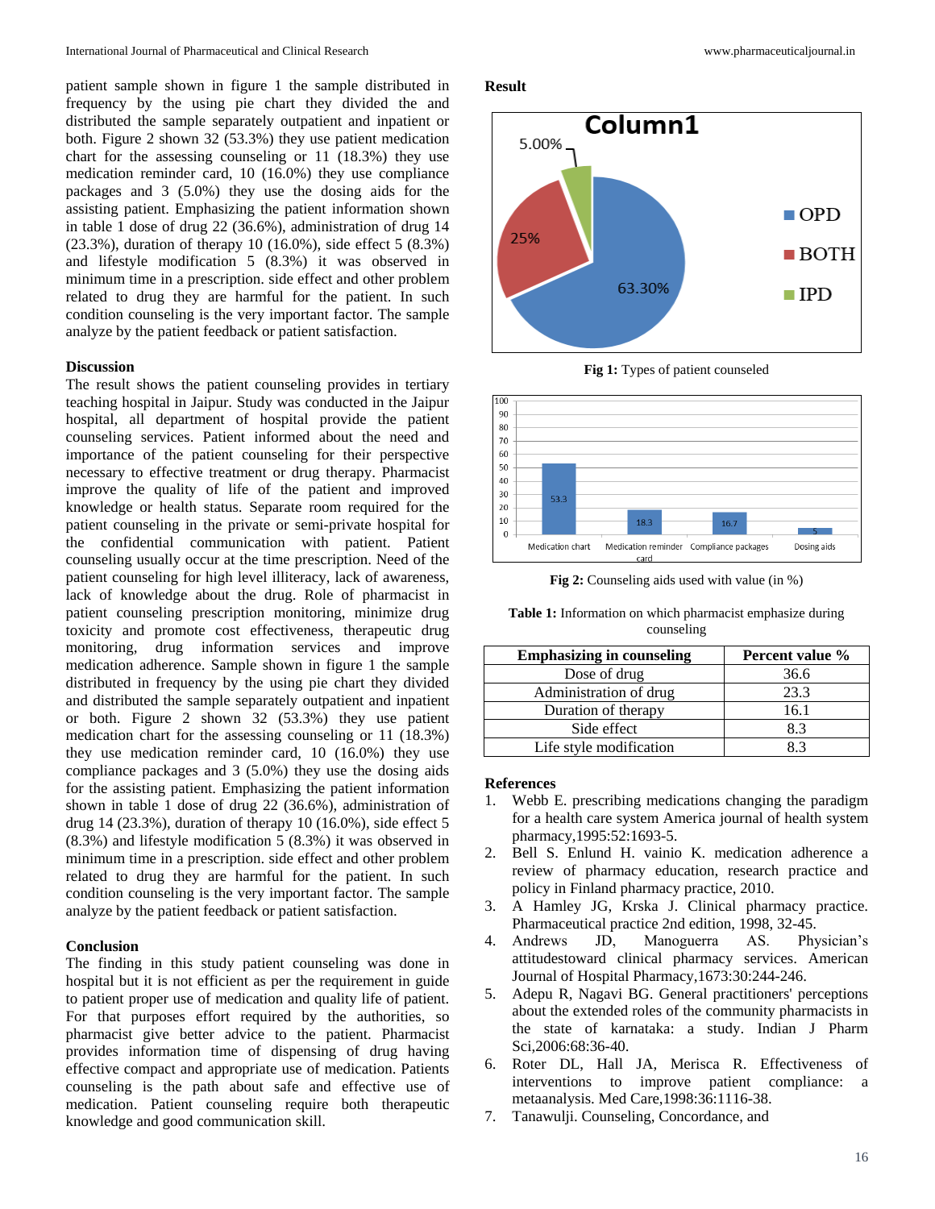patient sample shown in figure 1 the sample distributed in frequency by the using pie chart they divided the and distributed the sample separately outpatient and inpatient or both. Figure 2 shown 32 (53.3%) they use patient medication chart for the assessing counseling or 11 (18.3%) they use medication reminder card, 10 (16.0%) they use compliance packages and 3 (5.0%) they use the dosing aids for the assisting patient. Emphasizing the patient information shown in table 1 dose of drug 22 (36.6%), administration of drug 14 (23.3%), duration of therapy 10 (16.0%), side effect 5 (8.3%) and lifestyle modification 5 (8.3%) it was observed in minimum time in a prescription. side effect and other problem related to drug they are harmful for the patient. In such condition counseling is the very important factor. The sample analyze by the patient feedback or patient satisfaction.

## Discussion

The result shows the patient counseling provides in tertiary teaching hospital in Jaipur. Study was conducted in the Jaipur hospital, all department of hospital provide the patient counseling services. Patient informed about the need and importance of the patient counseling for their perspective necessary to effective treatment or drug therapy. Pharmacist improve the quality of life of the patient and improved knowledge or health status. Separate room required for the patient counseling in the private or semi-private hospital for the confidential communication with patient. Patient counseling usually occur at the time prescription. Need of the patient counseling for high level illiteracy, lack of awareness, lack of knowledge about the drug. Role of pharmacist in patient counseling prescription monitoring, minimize drug toxicity and promote cost effectiveness, therapeutic drug monitoring, drug information services and improve medication adherence. Sample shown in figure 1 the sample distributed in frequency by the using pie chart they divided and distributed the sample separately outpatient and inpatient or both. Figure 2 shown 32 (53.3%) they use patient medication chart for the assessing counseling or 11 (18.3%) they use medication reminder card, 10 (16.0%) they use compliance packages and 3 (5.0%) they use the dosing aids for the assisting patient. Emphasizing the patient information shown in table 1 dose of drug 22 (36.6%), administration of drug 14 (23.3%), duration of therapy 10 (16.0%), side effect 5 (8.3%) and lifestyle modification 5 (8.3%) it was observed in minimum time in a prescription. side effect and other problem related to drug they are harmful for the patient. In such condition counseling is the very important factor. The sample analyze by the patient feedback or patient satisfaction.

## Conclusion

The finding in this study patient counseling was done in hospital but it is not efficient as per the requirement in guide to patient proper use of medication and quality life of patient. For that purposes effort required by the authorities, so pharmacist give better advice to the patient. Pharmacist provides information time of dispensing of drug having effective compact and appropriate use of medication. Patients counseling is the path about safe and effective use of medication. Patient counseling require both therapeutic knowledge and good communication skill.

## Result

**Fig 1:** Types of patient counseled

**Fig 2:** Counseling aids used with value (in %)

**Table 1:** Information on which pharmacist emphasize during counseling

| Emphasizing in counseling | Percent value % |
|---|---|
| Dose of drug | 36.6 |
| Administration of drug | 23.3 |
| Duration of therapy | 16.1 |
| Side effect | 8.3 |
| Life style modification | 8.3 |

## References

1. Webb E. prescribing medications changing the paradigm for a health care system America journal of health system pharmacy,1995:52:1693-5.
2. Bell S. Enlund H. vainio K. medication adherence a review of pharmacy education, research practice and policy in Finland pharmacy practice, 2010.
3. A Hamley JG, Krska J. Clinical pharmacy practice. Pharmaceutical practice 2nd edition, 1998, 32-45.
4. Andrews JD, Manoguerra AS. Physician's attitudestoward clinical pharmacy services. American Journal of Hospital Pharmacy,1673:30:244-246.
5. Adepu R, Nagavi BG. General practitioners' perceptions about the extended roles of the community pharmacists in the state of karnataka: a study. Indian J Pharm Sci,2006:68:36-40.
6. Roter DL, Hall JA, Merisca R. Effectiveness of interventions to improve patient compliance: a metaanalysis. Med Care,1998:36:1116-38.
7. Tanawulji. Counseling, Concordance, and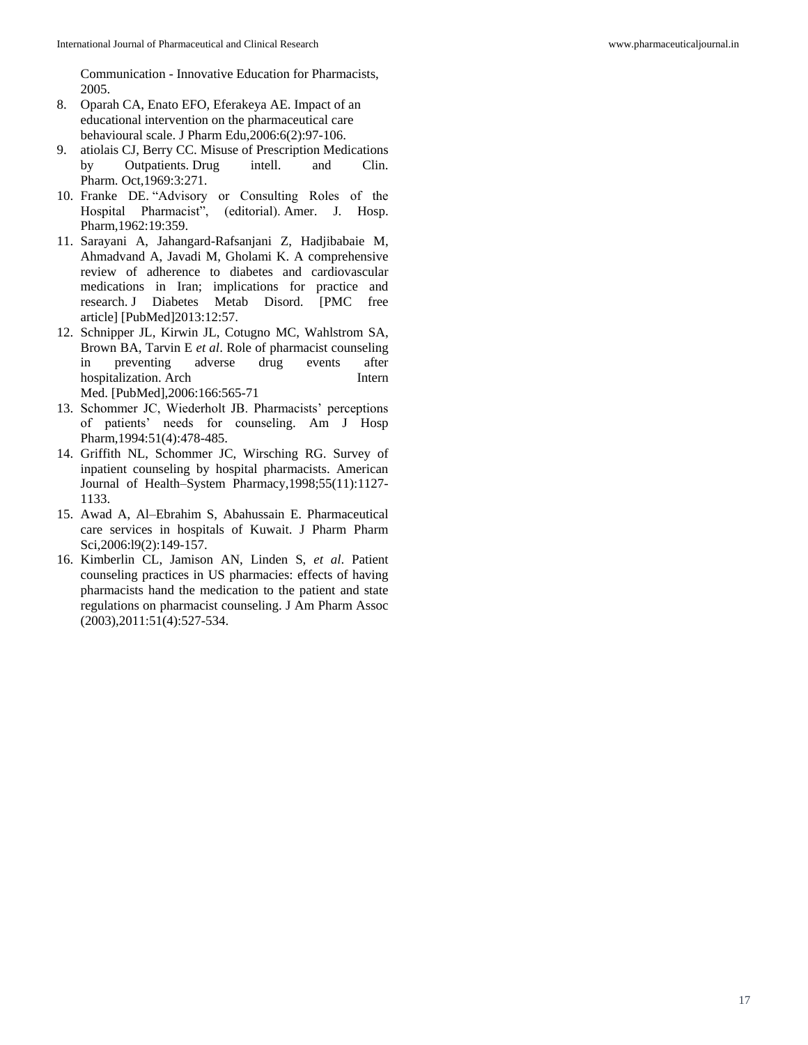Communication - Innovative Education for Pharmacists, 2005.

8. Oparah CA, Enato EFO, Eferakeya AE. Impact of an educational intervention on the pharmaceutical care behavioural scale. J Pharm Edu,2006:6(2):97-106.
9. atiolais CJ, Berry CC. Misuse of Prescription Medications by Outpatients. Drug intell. and Clin. Pharm. Oct,1969:3:271.
10. Franke DE. "Advisory or Consulting Roles of the Hospital Pharmacist", (editorial). Amer. J. Hosp. Pharm,1962:19:359.
11. Sarayani A, Jahangard-Rafsanjani Z, Hadjibabaie M, Ahmadvand A, Javadi M, Gholami K. A comprehensive review of adherence to diabetes and cardiovascular medications in Iran; implications for practice and research. J Diabetes Metab Disord. [PMC free article] [PubMed]2013:12:57.
12. Schnipper JL, Kirwin JL, Cotugno MC, Wahlstrom SA, Brown BA, Tarvin E *et al*. Role of pharmacist counseling in preventing adverse drug events after hospitalization. Arch Intern Med. [PubMed],2006:166:565-71
13. Schommer JC, Wiederholt JB. Pharmacists' perceptions of patients' needs for counseling. Am J Hosp Pharm,1994:51(4):478-485.
14. Griffith NL, Schommer JC, Wirsching RG. Survey of inpatient counseling by hospital pharmacists. American Journal of Health–System Pharmacy,1998;55(11):1127-1133.
15. Awad A, Al–Ebrahim S, Abahussain E. Pharmaceutical care services in hospitals of Kuwait. J Pharm Pharm Sci,2006:l9(2):149-157.
16. Kimberlin CL, Jamison AN, Linden S, *et al*. Patient counseling practices in US pharmacies: effects of having pharmacists hand the medication to the patient and state regulations on pharmacist counseling. J Am Pharm Assoc (2003),2011:51(4):527-534.